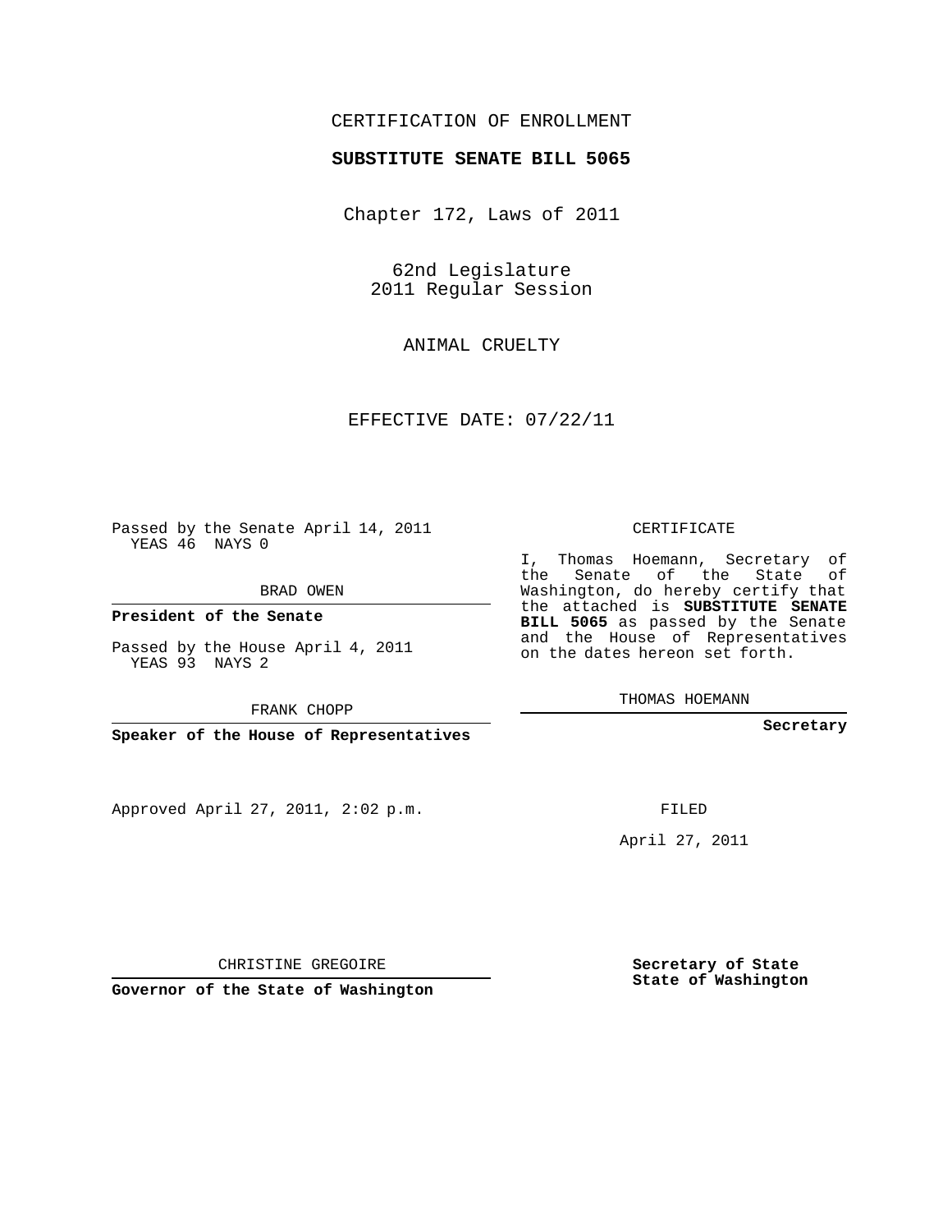CERTIFICATION OF ENROLLMENT

**SUBSTITUTE SENATE BILL 5065**

Chapter 172, Laws of 2011

62nd Legislature
2011 Regular Session

ANIMAL CRUELTY

EFFECTIVE DATE: 07/22/11

Passed by the Senate April 14, 2011
YEAS 46 NAYS 0

BRAD OWEN

**President of the Senate**

Passed by the House April 4, 2011
YEAS 93 NAYS 2

FRANK CHOPP

**Speaker of the House of Representatives**

CERTIFICATE

I, Thomas Hoemann, Secretary of the Senate of the State of Washington, do hereby certify that the attached is **SUBSTITUTE SENATE BILL 5065** as passed by the Senate and the House of Representatives on the dates hereon set forth.

THOMAS HOEMANN

**Secretary**

Approved April 27, 2011, 2:02 p.m.

FILED

April 27, 2011

CHRISTINE GREGOIRE

**Governor of the State of Washington**

**Secretary of State**
**State of Washington**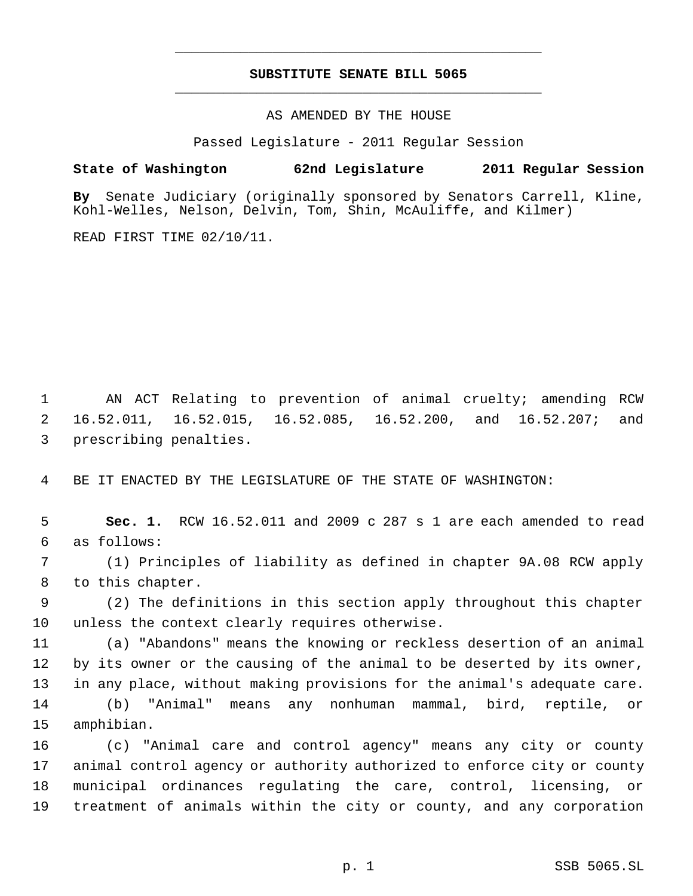# SUBSTITUTE SENATE BILL 5065

AS AMENDED BY THE HOUSE

Passed Legislature - 2011 Regular Session

**State of Washington 62nd Legislature 2011 Regular Session**

**By** Senate Judiciary (originally sponsored by Senators Carrell, Kline, Kohl-Welles, Nelson, Delvin, Tom, Shin, McAuliffe, and Kilmer)

READ FIRST TIME 02/10/11.

AN ACT Relating to prevention of animal cruelty; amending RCW 16.52.011, 16.52.015, 16.52.085, 16.52.200, and 16.52.207; and prescribing penalties.

BE IT ENACTED BY THE LEGISLATURE OF THE STATE OF WASHINGTON:

**Sec. 1.** RCW 16.52.011 and 2009 c 287 s 1 are each amended to read as follows:

(1) Principles of liability as defined in chapter 9A.08 RCW apply to this chapter.

(2) The definitions in this section apply throughout this chapter unless the context clearly requires otherwise.

(a) "Abandons" means the knowing or reckless desertion of an animal by its owner or the causing of the animal to be deserted by its owner, in any place, without making provisions for the animal's adequate care.

(b) "Animal" means any nonhuman mammal, bird, reptile, or amphibian.

(c) "Animal care and control agency" means any city or county animal control agency or authority authorized to enforce city or county municipal ordinances regulating the care, control, licensing, or treatment of animals within the city or county, and any corporation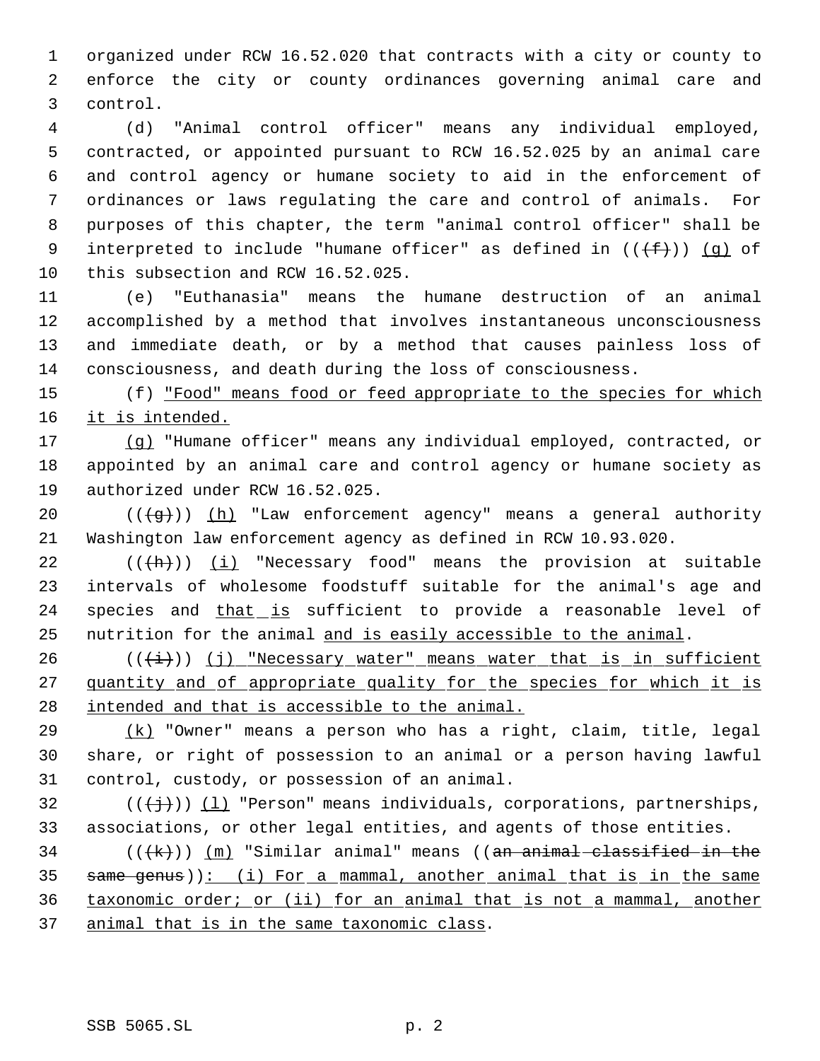organized under RCW 16.52.020 that contracts with a city or county to enforce the city or county ordinances governing animal care and control.

(d) "Animal control officer" means any individual employed, contracted, or appointed pursuant to RCW 16.52.025 by an animal care and control agency or humane society to aid in the enforcement of ordinances or laws regulating the care and control of animals. For purposes of this chapter, the term "animal control officer" shall be interpreted to include "humane officer" as defined in (((f))) (g) of this subsection and RCW 16.52.025.

(e) "Euthanasia" means the humane destruction of an animal accomplished by a method that involves instantaneous unconsciousness and immediate death, or by a method that causes painless loss of consciousness, and death during the loss of consciousness.

(f) "Food" means food or feed appropriate to the species for which it is intended.

(g) "Humane officer" means any individual employed, contracted, or appointed by an animal care and control agency or humane society as authorized under RCW 16.52.025.

(((g))) (h) "Law enforcement agency" means a general authority Washington law enforcement agency as defined in RCW 10.93.020.

(((h))) (i) "Necessary food" means the provision at suitable intervals of wholesome foodstuff suitable for the animal's age and species and that is sufficient to provide a reasonable level of nutrition for the animal and is easily accessible to the animal.

(((i))) (j) "Necessary water" means water that is in sufficient quantity and of appropriate quality for the species for which it is intended and that is accessible to the animal.

(k) "Owner" means a person who has a right, claim, title, legal share, or right of possession to an animal or a person having lawful control, custody, or possession of an animal.

(((j))) (l) "Person" means individuals, corporations, partnerships, associations, or other legal entities, and agents of those entities.

(((k))) (m) "Similar animal" means ((an animal classified in the same genus)): (i) For a mammal, another animal that is in the same taxonomic order; or (ii) for an animal that is not a mammal, another animal that is in the same taxonomic class.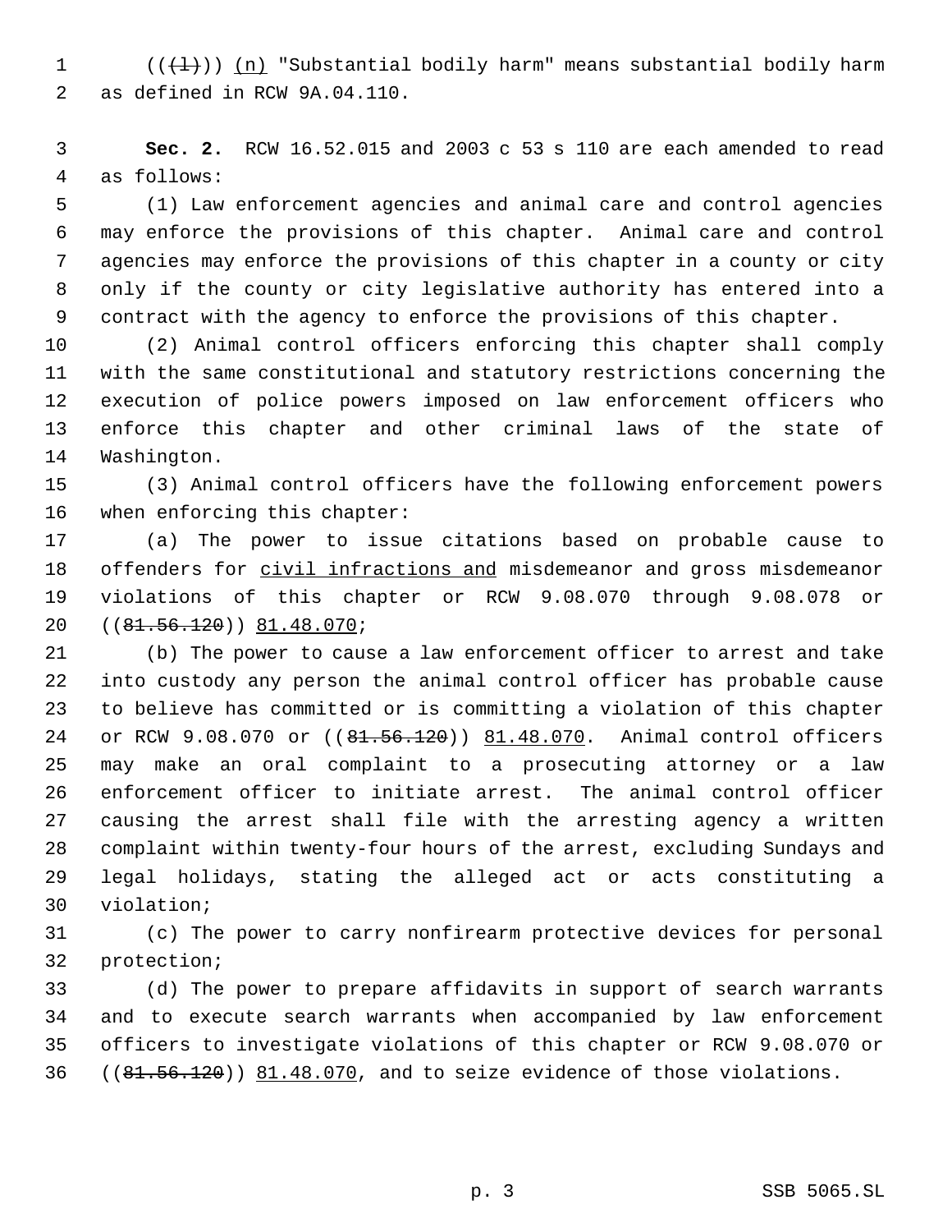((~~(l)~~)) <u>(n)</u> "Substantial bodily harm" means substantial bodily harm as defined in RCW 9A.04.110.

**Sec. 2.** RCW 16.52.015 and 2003 c 53 s 110 are each amended to read as follows:

(1) Law enforcement agencies and animal care and control agencies may enforce the provisions of this chapter. Animal care and control agencies may enforce the provisions of this chapter in a county or city only if the county or city legislative authority has entered into a contract with the agency to enforce the provisions of this chapter.

(2) Animal control officers enforcing this chapter shall comply with the same constitutional and statutory restrictions concerning the execution of police powers imposed on law enforcement officers who enforce this chapter and other criminal laws of the state of Washington.

(3) Animal control officers have the following enforcement powers when enforcing this chapter:

(a) The power to issue citations based on probable cause to offenders for <u>civil infractions and</u> misdemeanor and gross misdemeanor violations of this chapter or RCW 9.08.070 through 9.08.078 or ((~~81.56.120~~)) <u>81.48.070</u>;

(b) The power to cause a law enforcement officer to arrest and take into custody any person the animal control officer has probable cause to believe has committed or is committing a violation of this chapter or RCW 9.08.070 or ((~~81.56.120~~)) <u>81.48.070</u>. Animal control officers may make an oral complaint to a prosecuting attorney or a law enforcement officer to initiate arrest. The animal control officer causing the arrest shall file with the arresting agency a written complaint within twenty-four hours of the arrest, excluding Sundays and legal holidays, stating the alleged act or acts constituting a violation;

(c) The power to carry nonfirearm protective devices for personal protection;

(d) The power to prepare affidavits in support of search warrants and to execute search warrants when accompanied by law enforcement officers to investigate violations of this chapter or RCW 9.08.070 or ((~~81.56.120~~)) <u>81.48.070</u>, and to seize evidence of those violations.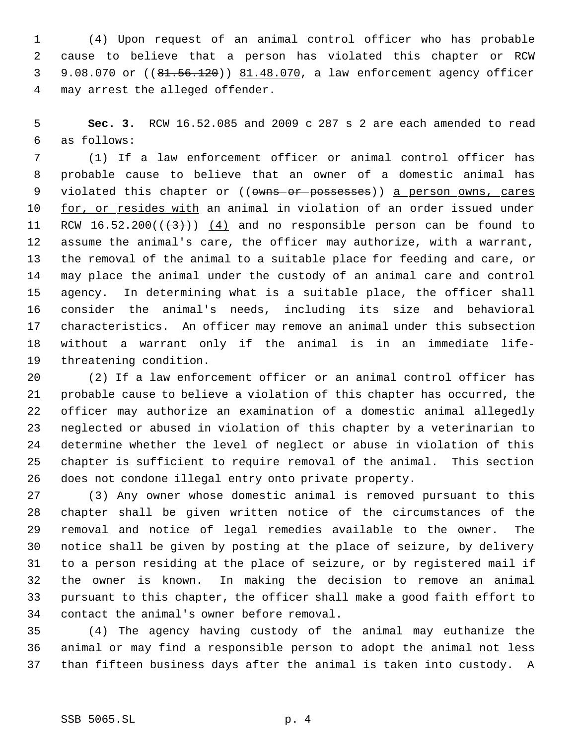(4) Upon request of an animal control officer who has probable cause to believe that a person has violated this chapter or RCW 9.08.070 or ((~~81.56.120~~)) <u>81.48.070</u>, a law enforcement agency officer may arrest the alleged offender.

**Sec. 3.** RCW 16.52.085 and 2009 c 287 s 2 are each amended to read as follows:

(1) If a law enforcement officer or animal control officer has probable cause to believe that an owner of a domestic animal has violated this chapter or ((~~owns or possesses~~)) <u>a person owns, cares for, or resides with</u> an animal in violation of an order issued under RCW 16.52.200((~~(3)~~)) <u>(4)</u> and no responsible person can be found to assume the animal's care, the officer may authorize, with a warrant, the removal of the animal to a suitable place for feeding and care, or may place the animal under the custody of an animal care and control agency. In determining what is a suitable place, the officer shall consider the animal's needs, including its size and behavioral characteristics. An officer may remove an animal under this subsection without a warrant only if the animal is in an immediate life-threatening condition.

(2) If a law enforcement officer or an animal control officer has probable cause to believe a violation of this chapter has occurred, the officer may authorize an examination of a domestic animal allegedly neglected or abused in violation of this chapter by a veterinarian to determine whether the level of neglect or abuse in violation of this chapter is sufficient to require removal of the animal. This section does not condone illegal entry onto private property.

(3) Any owner whose domestic animal is removed pursuant to this chapter shall be given written notice of the circumstances of the removal and notice of legal remedies available to the owner. The notice shall be given by posting at the place of seizure, by delivery to a person residing at the place of seizure, or by registered mail if the owner is known. In making the decision to remove an animal pursuant to this chapter, the officer shall make a good faith effort to contact the animal's owner before removal.

(4) The agency having custody of the animal may euthanize the animal or may find a responsible person to adopt the animal not less than fifteen business days after the animal is taken into custody. A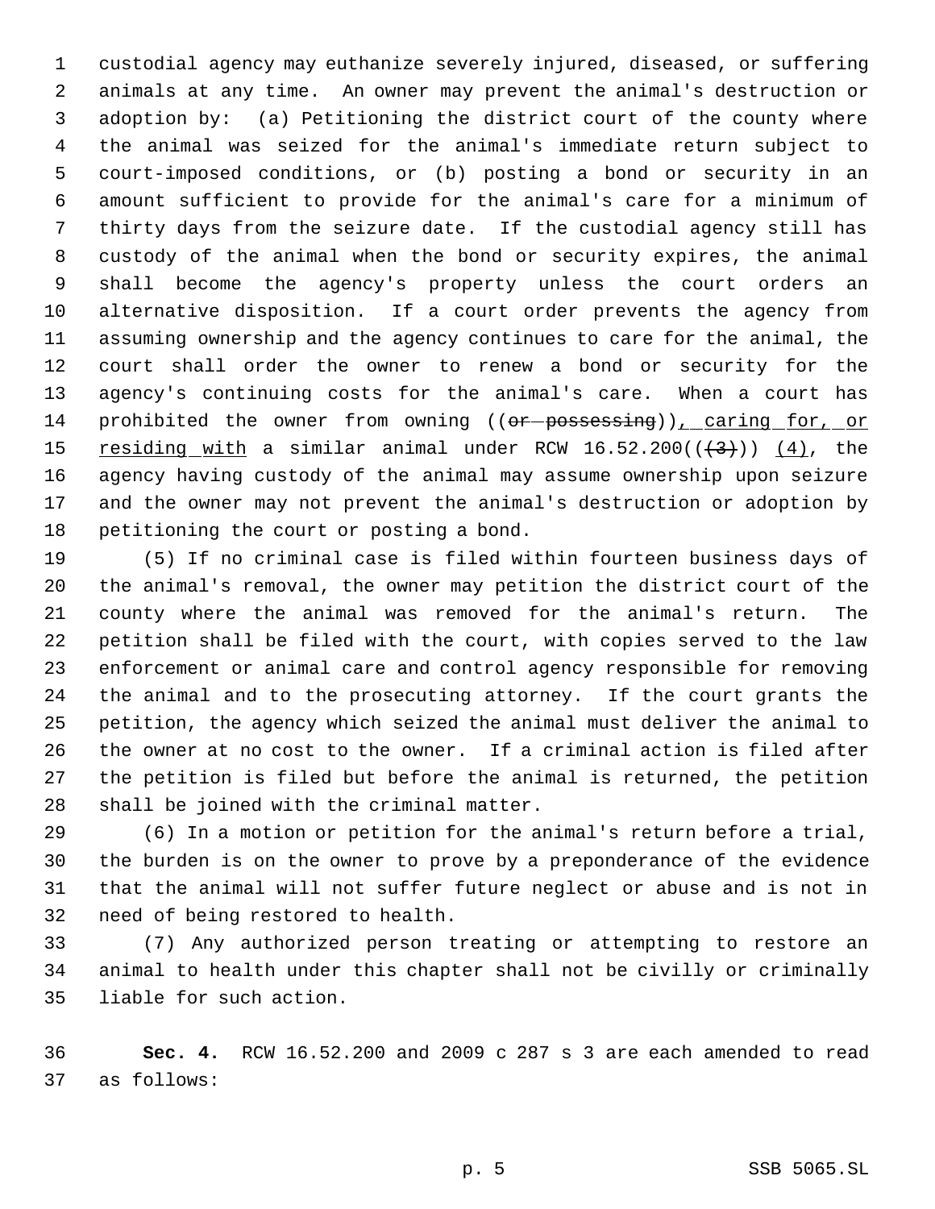custodial agency may euthanize severely injured, diseased, or suffering animals at any time. An owner may prevent the animal's destruction or adoption by: (a) Petitioning the district court of the county where the animal was seized for the animal's immediate return subject to court-imposed conditions, or (b) posting a bond or security in an amount sufficient to provide for the animal's care for a minimum of thirty days from the seizure date. If the custodial agency still has custody of the animal when the bond or security expires, the animal shall become the agency's property unless the court orders an alternative disposition. If a court order prevents the agency from assuming ownership and the agency continues to care for the animal, the court shall order the owner to renew a bond or security for the agency's continuing costs for the animal's care. When a court has prohibited the owner from owning ((~~or possessing~~)), caring for, or residing with a similar animal under RCW 16.52.200((~~(3)~~)) (4), the agency having custody of the animal may assume ownership upon seizure and the owner may not prevent the animal's destruction or adoption by petitioning the court or posting a bond.

(5) If no criminal case is filed within fourteen business days of the animal's removal, the owner may petition the district court of the county where the animal was removed for the animal's return. The petition shall be filed with the court, with copies served to the law enforcement or animal care and control agency responsible for removing the animal and to the prosecuting attorney. If the court grants the petition, the agency which seized the animal must deliver the animal to the owner at no cost to the owner. If a criminal action is filed after the petition is filed but before the animal is returned, the petition shall be joined with the criminal matter.

(6) In a motion or petition for the animal's return before a trial, the burden is on the owner to prove by a preponderance of the evidence that the animal will not suffer future neglect or abuse and is not in need of being restored to health.

(7) Any authorized person treating or attempting to restore an animal to health under this chapter shall not be civilly or criminally liable for such action.

**Sec. 4.** RCW 16.52.200 and 2009 c 287 s 3 are each amended to read as follows: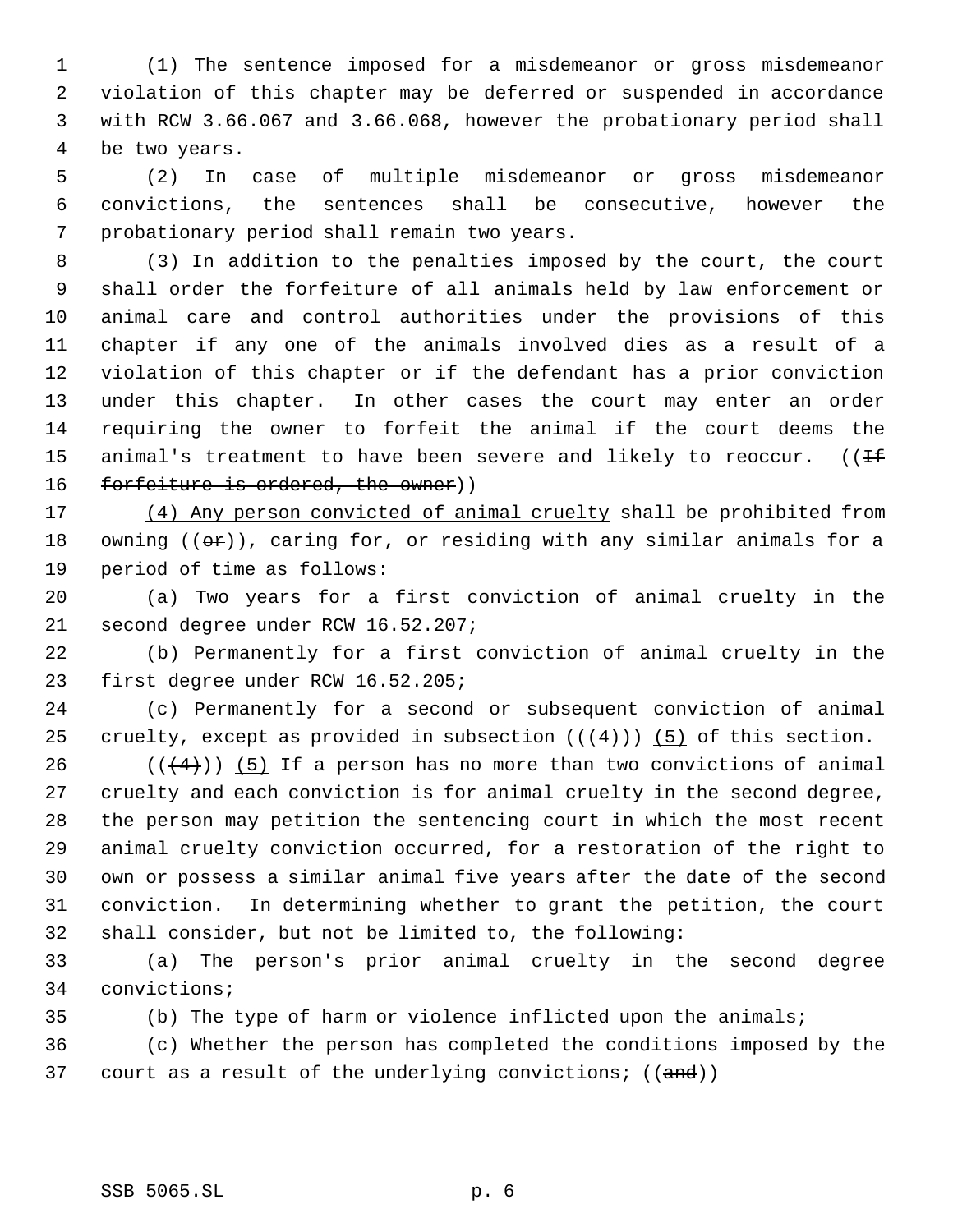(1) The sentence imposed for a misdemeanor or gross misdemeanor violation of this chapter may be deferred or suspended in accordance with RCW 3.66.067 and 3.66.068, however the probationary period shall be two years.

(2) In case of multiple misdemeanor or gross misdemeanor convictions, the sentences shall be consecutive, however the probationary period shall remain two years.

(3) In addition to the penalties imposed by the court, the court shall order the forfeiture of all animals held by law enforcement or animal care and control authorities under the provisions of this chapter if any one of the animals involved dies as a result of a violation of this chapter or if the defendant has a prior conviction under this chapter. In other cases the court may enter an order requiring the owner to forfeit the animal if the court deems the animal's treatment to have been severe and likely to reoccur. ((~~If forfeiture is ordered, the owner~~))

<u>(4) Any person convicted of animal cruelty</u> shall be prohibited from owning ((~~or~~))<u>,</u> caring for<u>, or residing with</u> any similar animals for a period of time as follows:

(a) Two years for a first conviction of animal cruelty in the second degree under RCW 16.52.207;

(b) Permanently for a first conviction of animal cruelty in the first degree under RCW 16.52.205;

(c) Permanently for a second or subsequent conviction of animal cruelty, except as provided in subsection ((~~(4)~~)) <u>(5)</u> of this section.

((~~(4)~~)) <u>(5)</u> If a person has no more than two convictions of animal cruelty and each conviction is for animal cruelty in the second degree, the person may petition the sentencing court in which the most recent animal cruelty conviction occurred, for a restoration of the right to own or possess a similar animal five years after the date of the second conviction. In determining whether to grant the petition, the court shall consider, but not be limited to, the following:

(a) The person's prior animal cruelty in the second degree convictions;

(b) The type of harm or violence inflicted upon the animals;

(c) Whether the person has completed the conditions imposed by the court as a result of the underlying convictions; ((~~and~~))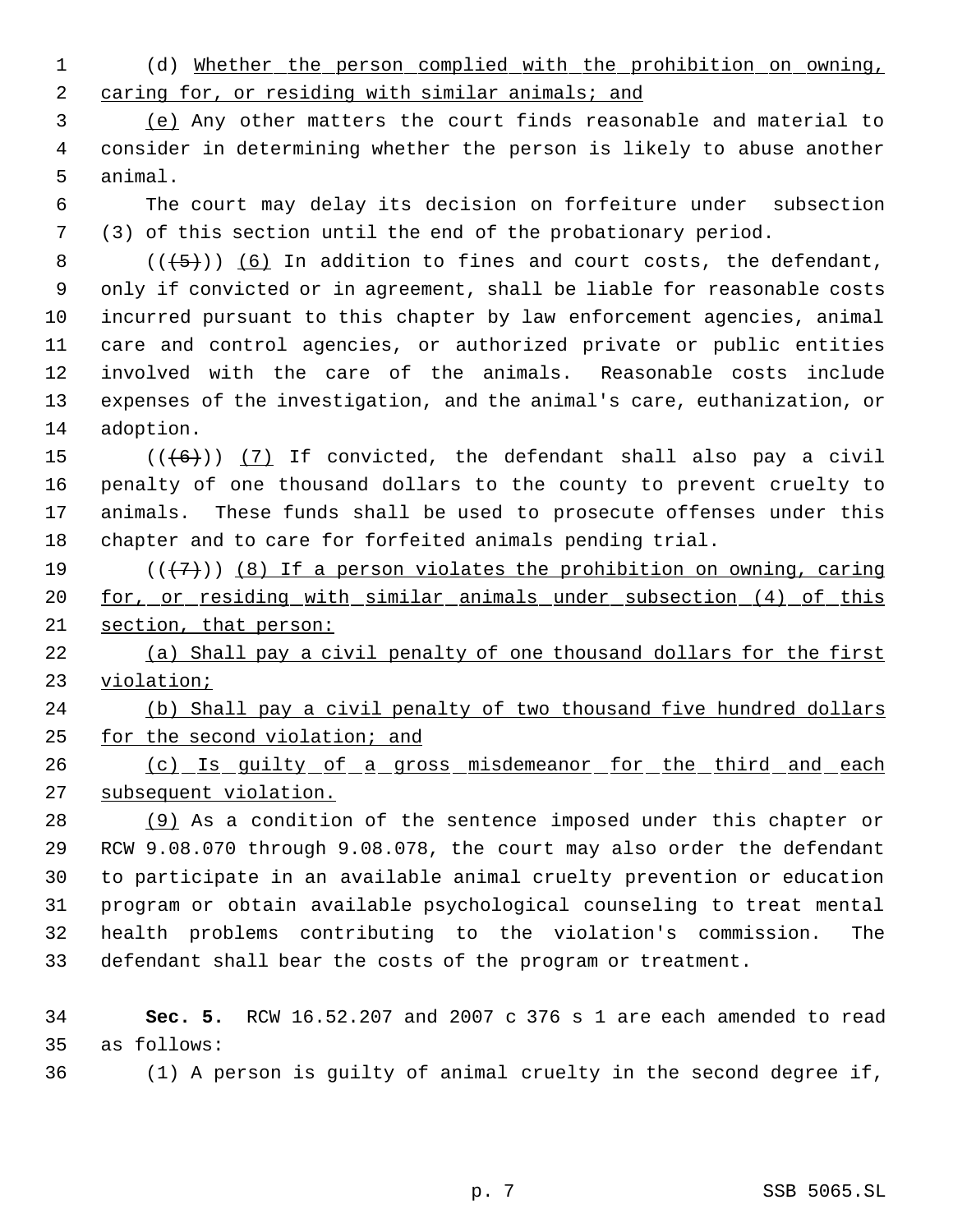(d) Whether the person complied with the prohibition on owning, caring for, or residing with similar animals; and

(e) Any other matters the court finds reasonable and material to consider in determining whether the person is likely to abuse another animal.

The court may delay its decision on forfeiture under subsection (3) of this section until the end of the probationary period.

((~~(5)~~)) (6) In addition to fines and court costs, the defendant, only if convicted or in agreement, shall be liable for reasonable costs incurred pursuant to this chapter by law enforcement agencies, animal care and control agencies, or authorized private or public entities involved with the care of the animals. Reasonable costs include expenses of the investigation, and the animal's care, euthanization, or adoption.

((~~(6)~~)) (7) If convicted, the defendant shall also pay a civil penalty of one thousand dollars to the county to prevent cruelty to animals. These funds shall be used to prosecute offenses under this chapter and to care for forfeited animals pending trial.

((~~(7)~~)) (8) If a person violates the prohibition on owning, caring for, or residing with similar animals under subsection (4) of this section, that person:

(a) Shall pay a civil penalty of one thousand dollars for the first violation;

(b) Shall pay a civil penalty of two thousand five hundred dollars for the second violation; and

(c) Is guilty of a gross misdemeanor for the third and each subsequent violation.

(9) As a condition of the sentence imposed under this chapter or RCW 9.08.070 through 9.08.078, the court may also order the defendant to participate in an available animal cruelty prevention or education program or obtain available psychological counseling to treat mental health problems contributing to the violation's commission. The defendant shall bear the costs of the program or treatment.

**Sec. 5.** RCW 16.52.207 and 2007 c 376 s 1 are each amended to read as follows:

(1) A person is guilty of animal cruelty in the second degree if,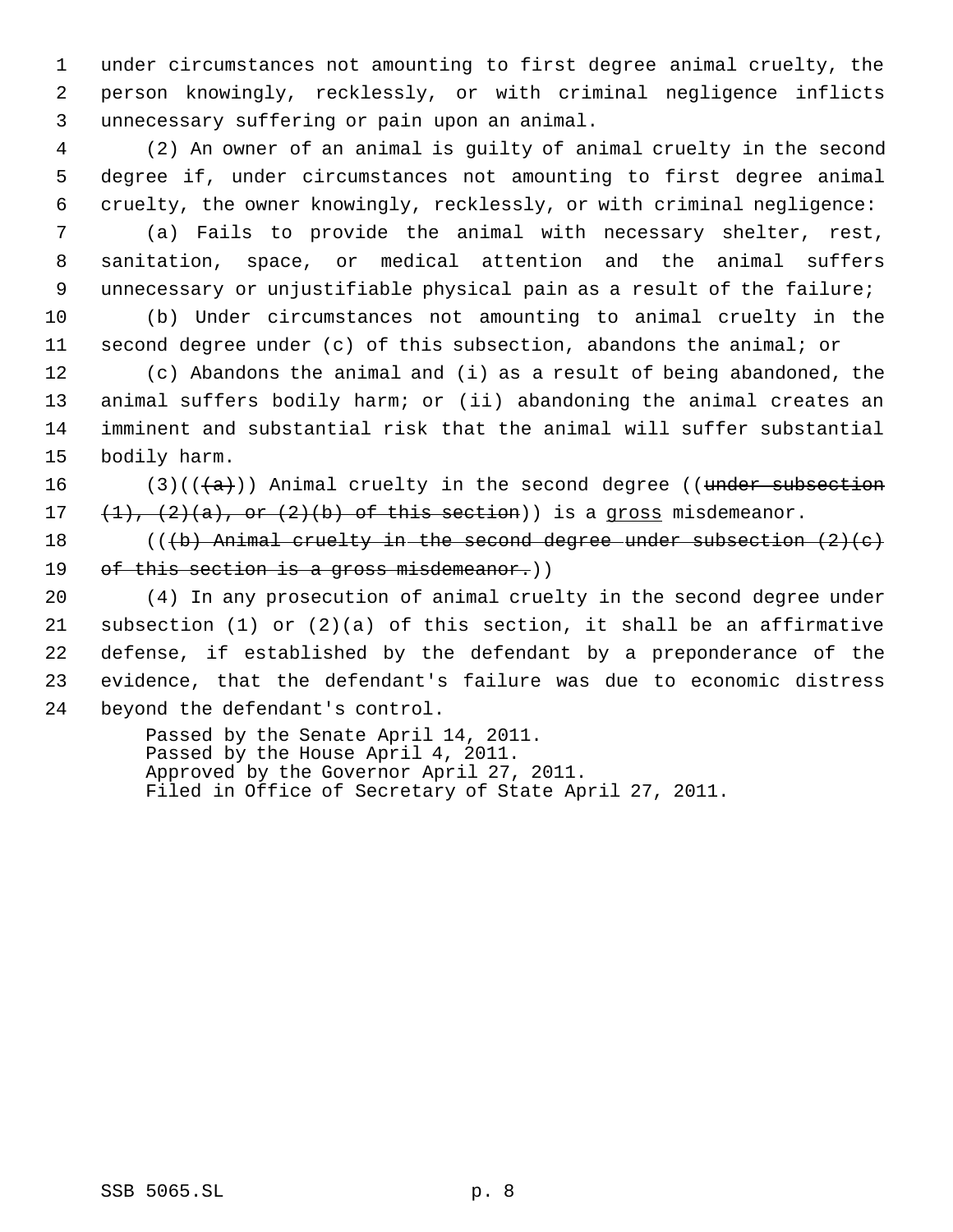under circumstances not amounting to first degree animal cruelty, the person knowingly, recklessly, or with criminal negligence inflicts unnecessary suffering or pain upon an animal.

(2) An owner of an animal is guilty of animal cruelty in the second degree if, under circumstances not amounting to first degree animal cruelty, the owner knowingly, recklessly, or with criminal negligence:

(a) Fails to provide the animal with necessary shelter, rest, sanitation, space, or medical attention and the animal suffers unnecessary or unjustifiable physical pain as a result of the failure;

(b) Under circumstances not amounting to animal cruelty in the second degree under (c) of this subsection, abandons the animal; or

(c) Abandons the animal and (i) as a result of being abandoned, the animal suffers bodily harm; or (ii) abandoning the animal creates an imminent and substantial risk that the animal will suffer substantial bodily harm.

(3)((~~(a)~~)) Animal cruelty in the second degree ((~~under subsection (1), (2)(a), or (2)(b) of this section~~)) is a gross misdemeanor.

((~~(b) Animal cruelty in the second degree under subsection (2)(c) of this section is a gross misdemeanor.~~))

(4) In any prosecution of animal cruelty in the second degree under subsection (1) or (2)(a) of this section, it shall be an affirmative defense, if established by the defendant by a preponderance of the evidence, that the defendant's failure was due to economic distress beyond the defendant's control.

Passed by the Senate April 14, 2011.
Passed by the House April 4, 2011.
Approved by the Governor April 27, 2011.
Filed in Office of Secretary of State April 27, 2011.